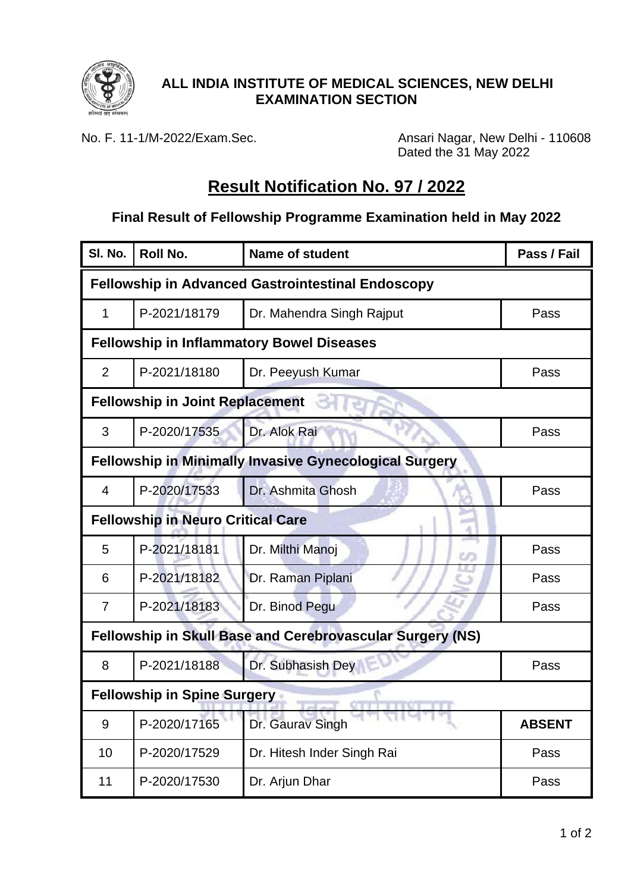**ALL INDIA INSTITUTE OF MEDICAL SCIENCES, NEW DELHI**
**EXAMINATION SECTION**

No. F. 11-1/M-2022/Exam.Sec.

Ansari Nagar, New Delhi - 110608
Dated the 31 May 2022

# Result Notification No. 97 / 2022

## Final Result of Fellowship Programme Examination held in May 2022

| Sl. No. | Roll No. | Name of student | Pass / Fail |
|---|---|---|---|
| **Fellowship in Advanced Gastrointestinal Endoscopy** | | | |
| 1 | P-2021/18179 | Dr. Mahendra Singh Rajput | Pass |
| **Fellowship in Inflammatory Bowel Diseases** | | | |
| 2 | P-2021/18180 | Dr. Peeyush Kumar | Pass |
| **Fellowship in Joint Replacement** | | | |
| 3 | P-2020/17535 | Dr. Alok Rai | Pass |
| **Fellowship in Minimally Invasive Gynecological Surgery** | | | |
| 4 | P-2020/17533 | Dr. Ashmita Ghosh | Pass |
| **Fellowship in Neuro Critical Care** | | | |
| 5 | P-2021/18181 | Dr. Milthi Manoj | Pass |
| 6 | P-2021/18182 | Dr. Raman Piplani | Pass |
| 7 | P-2021/18183 | Dr. Binod Pegu | Pass |
| **Fellowship in Skull Base and Cerebrovascular Surgery (NS)** | | | |
| 8 | P-2021/18188 | Dr. Subhasish Dey | Pass |
| **Fellowship in Spine Surgery** | | | |
| 9 | P-2020/17165 | Dr. Gaurav Singh | **ABSENT** |
| 10 | P-2020/17529 | Dr. Hitesh Inder Singh Rai | Pass |
| 11 | P-2020/17530 | Dr. Arjun Dhar | Pass |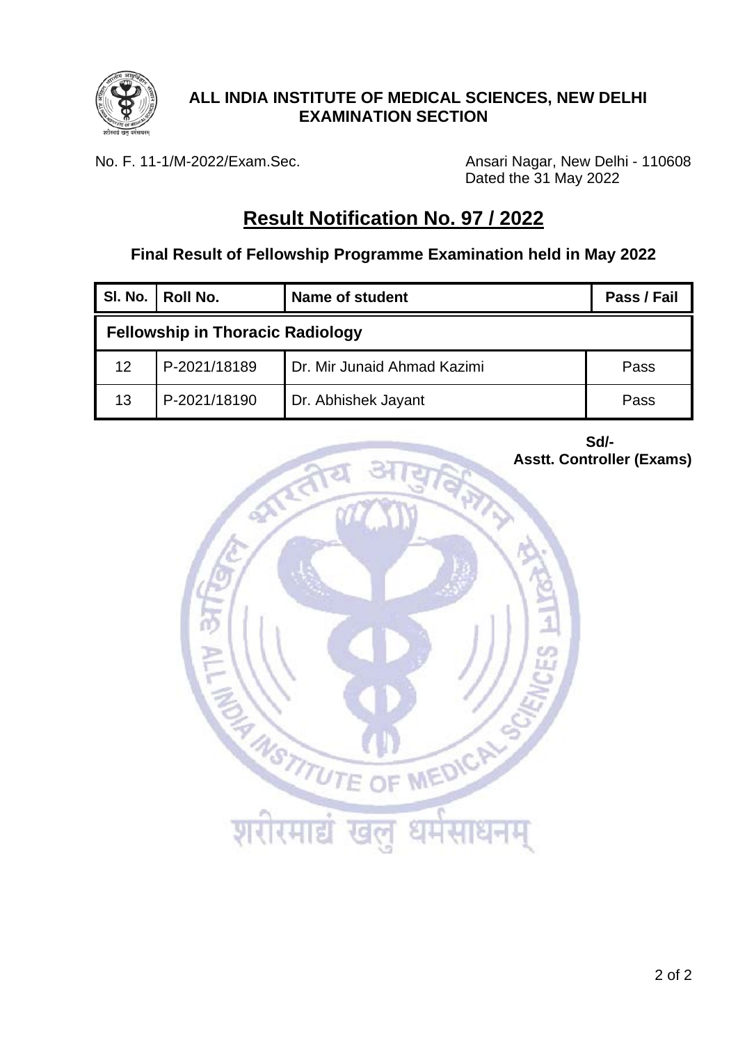**ALL INDIA INSTITUTE OF MEDICAL SCIENCES, NEW DELHI**
**EXAMINATION SECTION**

No. F. 11-1/M-2022/Exam.Sec.

Ansari Nagar, New Delhi - 110608
Dated the 31 May 2022

# Result Notification No. 97 / 2022

## Final Result of Fellowship Programme Examination held in May 2022

| Sl. No. | Roll No. | Name of student | Pass / Fail |
|---|---|---|---|
| **Fellowship in Thoracic Radiology** | | | |
| 12 | P-2021/18189 | Dr. Mir Junaid Ahmad Kazimi | Pass |
| 13 | P-2021/18190 | Dr. Abhishek Jayant | Pass |

**Sd/-**
**Asstt. Controller (Exams)**